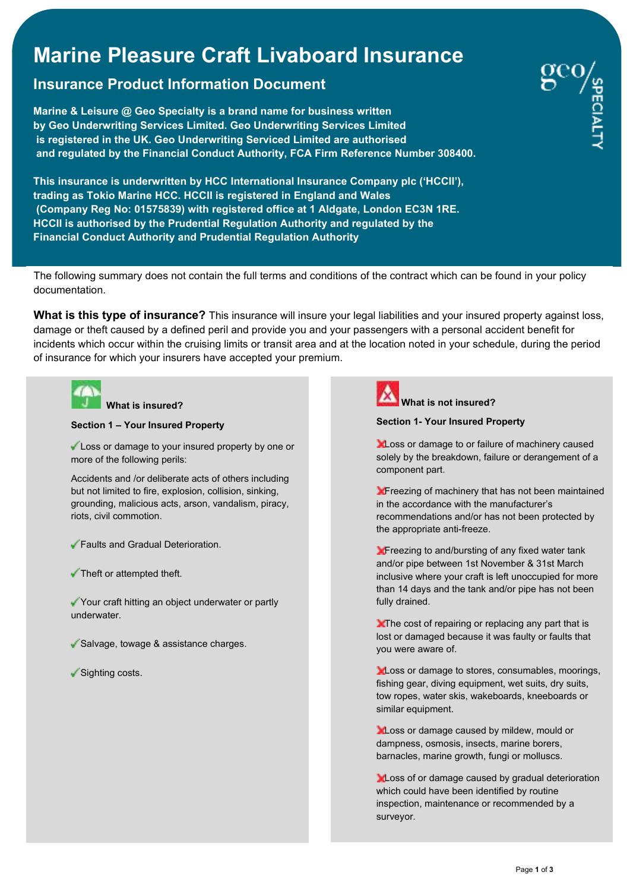# Marine Pleasure Craft Livaboard Insurance

## Insurance Product Information Document

**Marine & Leisure @ Geo Specialty is a brand name for business written by Geo Underwriting Services Limited. Geo Underwriting Services Limited is registered in the UK. Geo Underwriting Serviced Limited are authorised and regulated by the Financial Conduct Authority, FCA Firm Reference Number 308400.**

**This insurance is underwritten by HCC International Insurance Company plc ('HCCII'), trading as Tokio Marine HCC. HCCII is registered in England and Wales (Company Reg No: 01575839) with registered office at 1 Aldgate, London EC3N 1RE. HCCII is authorised by the Prudential Regulation Authority and regulated by the Financial Conduct Authority and Prudential Regulation Authority**

The following summary does not contain the full terms and conditions of the contract which can be found in your policy documentation.

**What is this type of insurance?** This insurance will insure your legal liabilities and your insured property against loss, damage or theft caused by a defined peril and provide you and your passengers with a personal accident benefit for incidents which occur within the cruising limits or transit area and at the location noted in your schedule, during the period of insurance for which your insurers have accepted your premium.

### What is insured?

**Section 1 – Your Insured Property**

- ✓ Loss or damage to your insured property by one or more of the following perils:

  Accidents and /or deliberate acts of others including but not limited to fire, explosion, collision, sinking, grounding, malicious acts, arson, vandalism, piracy, riots, civil commotion.

- ✓ Faults and Gradual Deterioration.
- ✓ Theft or attempted theft.
- ✓ Your craft hitting an object underwater or partly underwater.
- ✓ Salvage, towage & assistance charges.
- ✓ Sighting costs.

### What is not insured?

**Section 1- Your Insured Property**

- ✗ Loss or damage to or failure of machinery caused solely by the breakdown, failure or derangement of a component part.
- ✗ Freezing of machinery that has not been maintained in the accordance with the manufacturer's recommendations and/or has not been protected by the appropriate anti-freeze.
- ✗ Freezing to and/bursting of any fixed water tank and/or pipe between 1st November & 31st March inclusive where your craft is left unoccupied for more than 14 days and the tank and/or pipe has not been fully drained.
- ✗ The cost of repairing or replacing any part that is lost or damaged because it was faulty or faults that you were aware of.
- ✗ Loss or damage to stores, consumables, moorings, fishing gear, diving equipment, wet suits, dry suits, tow ropes, water skis, wakeboards, kneeboards or similar equipment.
- ✗ Loss or damage caused by mildew, mould or dampness, osmosis, insects, marine borers, barnacles, marine growth, fungi or molluscs.
- ✗ Loss of or damage caused by gradual deterioration which could have been identified by routine inspection, maintenance or recommended by a surveyor.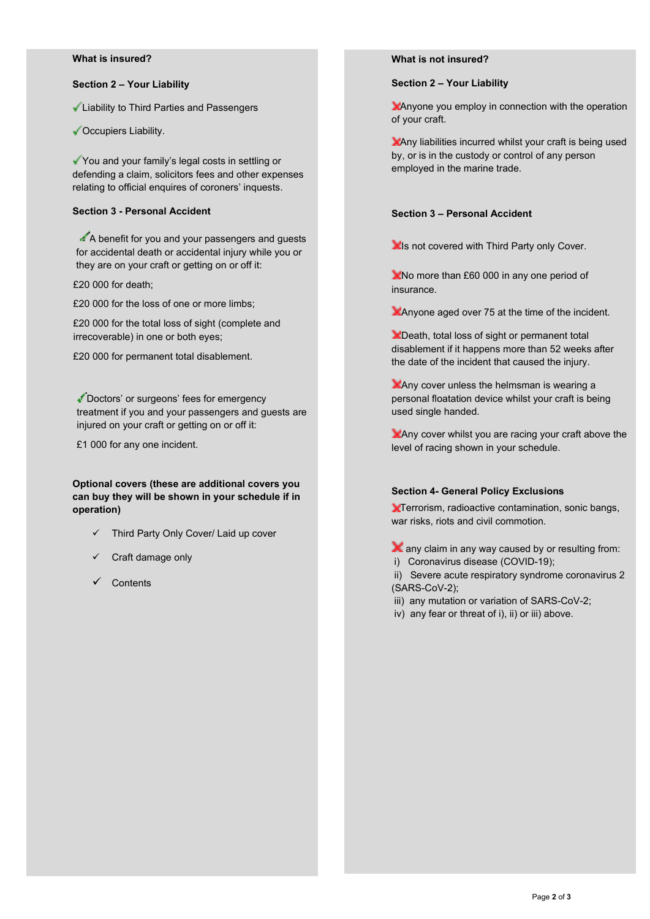## What is insured?

### Section 2 – Your Liability

- ✓ Liability to Third Parties and Passengers
- ✓ Occupiers Liability.
- ✓ You and your family's legal costs in settling or defending a claim, solicitors fees and other expenses relating to official enquires of coroners' inquests.

### Section 3 - Personal Accident

✓ A benefit for you and your passengers and guests for accidental death or accidental injury while you or they are on your craft or getting on or off it:

£20 000 for death;

£20 000 for the loss of one or more limbs;

£20 000 for the total loss of sight (complete and irrecoverable) in one or both eyes;

£20 000 for permanent total disablement.

✓ Doctors' or surgeons' fees for emergency treatment if you and your passengers and guests are injured on your craft or getting on or off it:

£1 000 for any one incident.

**Optional covers (these are additional covers you can buy they will be shown in your schedule if in operation)**

- ✓ Third Party Only Cover/ Laid up cover
- ✓ Craft damage only
- ✓ Contents

## What is not insured?

### Section 2 – Your Liability

- ✗ Anyone you employ in connection with the operation of your craft.
- ✗ Any liabilities incurred whilst your craft is being used by, or is in the custody or control of any person employed in the marine trade.

### Section 3 – Personal Accident

- ✗ Is not covered with Third Party only Cover.
- ✗ No more than £60 000 in any one period of insurance.
- ✗ Anyone aged over 75 at the time of the incident.
- ✗ Death, total loss of sight or permanent total disablement if it happens more than 52 weeks after the date of the incident that caused the injury.
- ✗ Any cover unless the helmsman is wearing a personal floatation device whilst your craft is being used single handed.
- ✗ Any cover whilst you are racing your craft above the level of racing shown in your schedule.

### Section 4- General Policy Exclusions

- ✗ Terrorism, radioactive contamination, sonic bangs, war risks, riots and civil commotion.
- ✗ any claim in any way caused by or resulting from:
  - i) Coronavirus disease (COVID-19);
  - ii) Severe acute respiratory syndrome coronavirus 2 (SARS-CoV-2);
  - iii) any mutation or variation of SARS-CoV-2;
  - iv) any fear or threat of i), ii) or iii) above.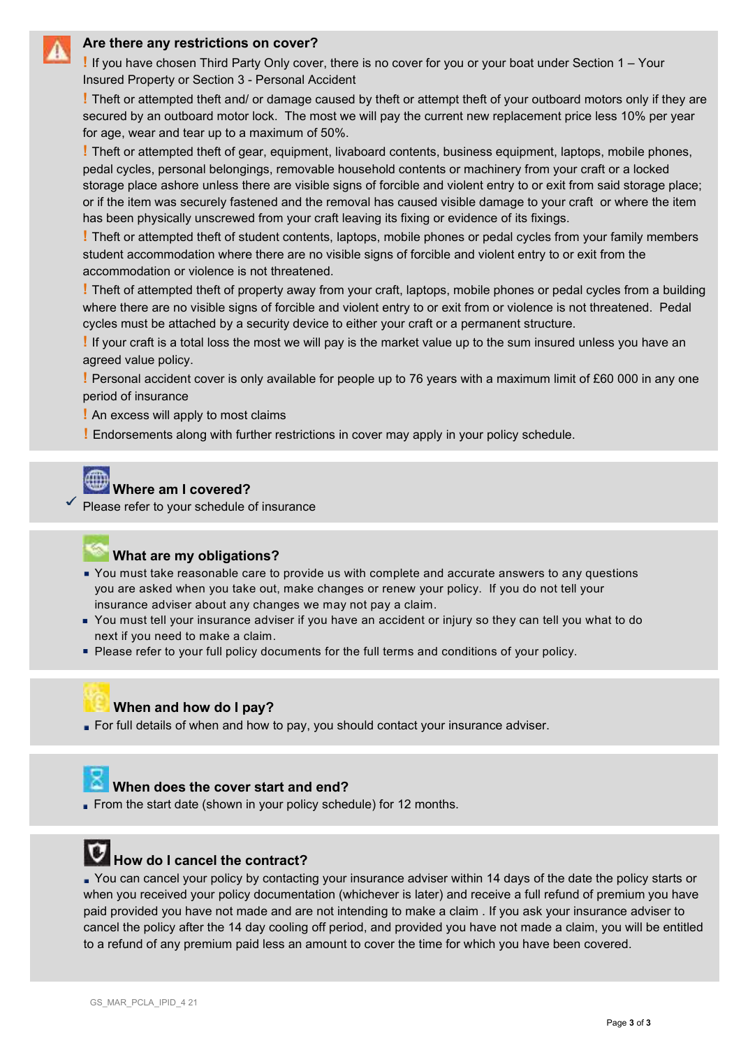## Are there any restrictions on cover?

- ! If you have chosen Third Party Only cover, there is no cover for you or your boat under Section 1 – Your Insured Property or Section 3 - Personal Accident
- ! Theft or attempted theft and/ or damage caused by theft or attempt theft of your outboard motors only if they are secured by an outboard motor lock. The most we will pay the current new replacement price less 10% per year for age, wear and tear up to a maximum of 50%.
- ! Theft or attempted theft of gear, equipment, livaboard contents, business equipment, laptops, mobile phones, pedal cycles, personal belongings, removable household contents or machinery from your craft or a locked storage place ashore unless there are visible signs of forcible and violent entry to or exit from said storage place; or if the item was securely fastened and the removal has caused visible damage to your craft or where the item has been physically unscrewed from your craft leaving its fixing or evidence of its fixings.
- ! Theft or attempted theft of student contents, laptops, mobile phones or pedal cycles from your family members student accommodation where there are no visible signs of forcible and violent entry to or exit from the accommodation or violence is not threatened.
- ! Theft of attempted theft of property away from your craft, laptops, mobile phones or pedal cycles from a building where there are no visible signs of forcible and violent entry to or exit from or violence is not threatened. Pedal cycles must be attached by a security device to either your craft or a permanent structure.
- ! If your craft is a total loss the most we will pay is the market value up to the sum insured unless you have an agreed value policy.
- ! Personal accident cover is only available for people up to 76 years with a maximum limit of £60 000 in any one period of insurance
- ! An excess will apply to most claims
- ! Endorsements along with further restrictions in cover may apply in your policy schedule.

## Where am I covered?

✓ Please refer to your schedule of insurance

## What are my obligations?

- You must take reasonable care to provide us with complete and accurate answers to any questions you are asked when you take out, make changes or renew your policy. If you do not tell your insurance adviser about any changes we may not pay a claim.
- You must tell your insurance adviser if you have an accident or injury so they can tell you what to do next if you need to make a claim.
- Please refer to your full policy documents for the full terms and conditions of your policy.

## When and how do I pay?

- For full details of when and how to pay, you should contact your insurance adviser.

## When does the cover start and end?

- From the start date (shown in your policy schedule) for 12 months.

## How do I cancel the contract?

- You can cancel your policy by contacting your insurance adviser within 14 days of the date the policy starts or when you received your policy documentation (whichever is later) and receive a full refund of premium you have paid provided you have not made and are not intending to make a claim . If you ask your insurance adviser to cancel the policy after the 14 day cooling off period, and provided you have not made a claim, you will be entitled to a refund of any premium paid less an amount to cover the time for which you have been covered.

GS_MAR_PCLA_IPID_4 21